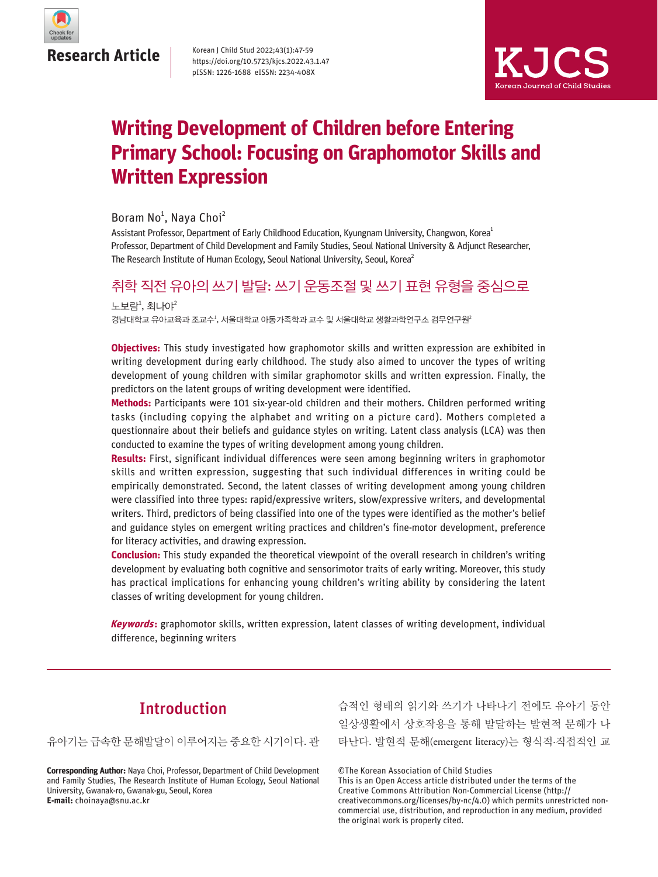Research Article

# Writing Development of Children before Entering Primary School: Focusing on Graphomotor Skills and Written Expression

Boram No[1], Naya Choi[2]

Assistant Professor, Department of Early Childhood Education, Kyungnam University, Changwon, Korea[1]
Professor, Department of Child Development and Family Studies, Seoul National University & Adjunct Researcher, The Research Institute of Human Ecology, Seoul National University, Seoul, Korea[2]

## 취학 직전 유아의 쓰기 발달: 쓰기 운동조절 및 쓰기 표현 유형을 중심으로

노보람[1], 최나야[2]

경남대학교 유아교육과 조교수[1], 서울대학교 아동가족학과 교수 및 서울대학교 생활과학연구소 겸무연구원[2]

**Objectives:** This study investigated how graphomotor skills and written expression are exhibited in writing development during early childhood. The study also aimed to uncover the types of writing development of young children with similar graphomotor skills and written expression. Finally, the predictors on the latent groups of writing development were identified.

**Methods:** Participants were 101 six-year-old children and their mothers. Children performed writing tasks (including copying the alphabet and writing on a picture card). Mothers completed a questionnaire about their beliefs and guidance styles on writing. Latent class analysis (LCA) was then conducted to examine the types of writing development among young children.

**Results:** First, significant individual differences were seen among beginning writers in graphomotor skills and written expression, suggesting that such individual differences in writing could be empirically demonstrated. Second, the latent classes of writing development among young children were classified into three types: rapid/expressive writers, slow/expressive writers, and developmental writers. Third, predictors of being classified into one of the types were identified as the mother's belief and guidance styles on emergent writing practices and children's fine-motor development, preference for literacy activities, and drawing expression.

**Conclusion:** This study expanded the theoretical viewpoint of the overall research in children's writing development by evaluating both cognitive and sensorimotor traits of early writing. Moreover, this study has practical implications for enhancing young children's writing ability by considering the latent classes of writing development for young children.

***Keywords*:** graphomotor skills, written expression, latent classes of writing development, individual difference, beginning writers

## Introduction

유아기는 급속한 문해발달이 이루어지는 중요한 시기이다. 관습적인 형태의 읽기와 쓰기가 나타나기 전에도 유아기 동안 일상생활에서 상호작용을 통해 발달하는 발현적 문해가 나타난다. 발현적 문해(emergent literacy)는 형식적·직접적인 교

**Corresponding Author:** Naya Choi, Professor, Department of Child Development and Family Studies, The Research Institute of Human Ecology, Seoul National University, Gwanak-ro, Gwanak-gu, Seoul, Korea
**E-mail:** choinaya@snu.ac.kr

©The Korean Association of Child Studies
This is an Open Access article distributed under the terms of the Creative Commons Attribution Non-Commercial License (http://creativecommons.org/licenses/by-nc/4.0) which permits unrestricted non-commercial use, distribution, and reproduction in any medium, provided the original work is properly cited.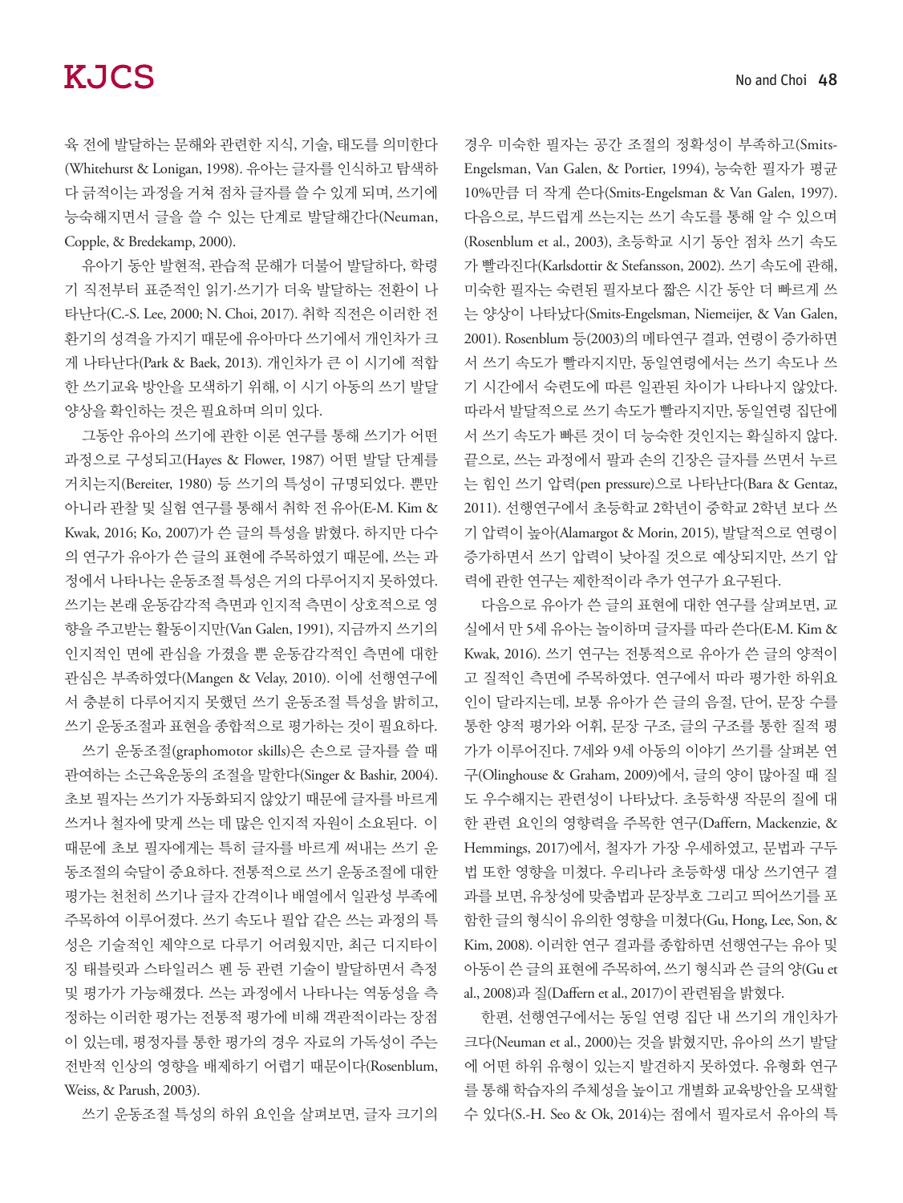육 전에 발달하는 문해와 관련한 지식, 기술, 태도를 의미한다(Whitehurst & Lonigan, 1998). 유아는 글자를 인식하고 탐색하다 긁적이는 과정을 거쳐 점차 글자를 쓸 수 있게 되며, 쓰기에 능숙해지면서 글을 쓸 수 있는 단계로 발달해간다(Neuman, Copple, & Bredekamp, 2000).

유아기 동안 발현적, 관습적 문해가 더불어 발달하다, 학령기 직전부터 표준적인 읽기·쓰기가 더욱 발달하는 전환이 나타난다(C.-S. Lee, 2000; N. Choi, 2017). 취학 직전은 이러한 전환기의 성격을 가지기 때문에 유아마다 쓰기에서 개인차가 크게 나타난다(Park & Baek, 2013). 개인차가 큰 이 시기에 적합한 쓰기교육 방안을 모색하기 위해, 이 시기 아동의 쓰기 발달 양상을 확인하는 것은 필요하며 의미 있다.

그동안 유아의 쓰기에 관한 이론 연구를 통해 쓰기가 어떤 과정으로 구성되고(Hayes & Flower, 1987) 어떤 발달 단계를 거치는지(Bereiter, 1980) 등 쓰기의 특성이 규명되었다. 뿐만 아니라 관찰 및 실험 연구를 통해서 취학 전 유아(E-M. Kim & Kwak, 2016; Ko, 2007)가 쓴 글의 특성을 밝혔다. 하지만 다수의 연구가 유아가 쓴 글의 표현에 주목하였기 때문에, 쓰는 과정에서 나타나는 운동조절 특성은 거의 다루어지지 못하였다. 쓰기는 본래 운동감각적 측면과 인지적 측면이 상호적으로 영향을 주고받는 활동이지만(Van Galen, 1991), 지금까지 쓰기의 인지적인 면에 관심을 가졌을 뿐 운동감각적인 측면에 대한 관심은 부족하였다(Mangen & Velay, 2010). 이에 선행연구에서 충분히 다루어지지 못했던 쓰기 운동조절 특성을 밝히고, 쓰기 운동조절과 표현을 종합적으로 평가하는 것이 필요하다.

쓰기 운동조절(graphomotor skills)은 손으로 글자를 쓸 때 관여하는 소근육운동의 조절을 말한다(Singer & Bashir, 2004). 초보 필자는 쓰기가 자동화되지 않았기 때문에 글자를 바르게 쓰거나 철자에 맞게 쓰는 데 많은 인지적 자원이 소요된다. 이 때문에 초보 필자에게는 특히 글자를 바르게 써내는 쓰기 운동조절의 숙달이 중요하다. 전통적으로 쓰기 운동조절에 대한 평가는 천천히 쓰기나 글자 간격이나 배열에서 일관성 부족에 주목하여 이루어졌다. 쓰기 속도나 필압 같은 쓰는 과정의 특성은 기술적인 제약으로 다루기 어려웠지만, 최근 디지타이징 태블릿과 스타일러스 펜 등 관련 기술이 발달하면서 측정 및 평가가 가능해졌다. 쓰는 과정에서 나타나는 역동성을 측정하는 이러한 평가는 전통적 평가에 비해 객관적이라는 장점이 있는데, 평정자를 통한 평가의 경우 자료의 가독성이 주는 전반적 인상의 영향을 배제하기 어렵기 때문이다(Rosenblum, Weiss, & Parush, 2003).

쓰기 운동조절 특성의 하위 요인을 살펴보면, 글자 크기의 경우 미숙한 필자는 공간 조절의 정확성이 부족하고(Smits-Engelsman, Van Galen, & Portier, 1994), 능숙한 필자가 평균 10%만큼 더 작게 쓴다(Smits-Engelsman & Van Galen, 1997). 다음으로, 부드럽게 쓰는지는 쓰기 속도를 통해 알 수 있으며(Rosenblum et al., 2003), 초등학교 시기 동안 점차 쓰기 속도가 빨라진다(Karlsdottir & Stefansson, 2002). 쓰기 속도에 관해, 미숙한 필자는 숙련된 필자보다 짧은 시간 동안 더 빠르게 쓰는 양상이 나타났다(Smits-Engelsman, Niemeijer, & Van Galen, 2001). Rosenblum 등(2003)의 메타연구 결과, 연령이 증가하면서 쓰기 속도가 빨라지지만, 동일연령에서는 쓰기 속도나 쓰기 시간에서 숙련도에 따른 일관된 차이가 나타나지 않았다. 따라서 발달적으로 쓰기 속도가 빨라지지만, 동일연령 집단에서 쓰기 속도가 빠른 것이 더 능숙한 것인지는 확실하지 않다. 끝으로, 쓰는 과정에서 팔과 손의 긴장은 글자를 쓰면서 누르는 힘인 쓰기 압력(pen pressure)으로 나타난다(Bara & Gentaz, 2011). 선행연구에서 초등학교 2학년이 중학교 2학년 보다 쓰기 압력이 높아(Alamargot & Morin, 2015), 발달적으로 연령이 증가하면서 쓰기 압력이 낮아질 것으로 예상되지만, 쓰기 압력에 관한 연구는 제한적이라 추가 연구가 요구된다.

다음으로 유아가 쓴 글의 표현에 대한 연구를 살펴보면, 교실에서 만 5세 유아는 놀이하며 글자를 따라 쓴다(E-M. Kim & Kwak, 2016). 쓰기 연구는 전통적으로 유아가 쓴 글의 양적이고 질적인 측면에 주목하였다. 연구에서 따라 평가한 하위요인이 달라지는데, 보통 유아가 쓴 글의 음절, 단어, 문장 수를 통한 양적 평가와 어휘, 문장 구조, 글의 구조를 통한 질적 평가가 이루어진다. 7세와 9세 아동의 이야기 쓰기를 살펴본 연구(Olinghouse & Graham, 2009)에서, 글의 양이 많아질 때 질도 우수해지는 관련성이 나타났다. 초등학생 작문의 질에 대한 관련 요인의 영향력을 주목한 연구(Daffern, Mackenzie, & Hemmings, 2017)에서, 철자가 가장 우세하였고, 문법과 구두법 또한 영향을 미쳤다. 우리나라 초등학생 대상 쓰기연구 결과를 보면, 유창성에 맞춤법과 문장부호 그리고 띄어쓰기를 포함한 글의 형식이 유의한 영향을 미쳤다(Gu, Hong, Lee, Son, & Kim, 2008). 이러한 연구 결과를 종합하면 선행연구는 유아 및 아동이 쓴 글의 표현에 주목하여, 쓰기 형식과 쓴 글의 양(Gu et al., 2008)과 질(Daffern et al., 2017)이 관련됨을 밝혔다.

한편, 선행연구에서는 동일 연령 집단 내 쓰기의 개인차가 크다(Neuman et al., 2000)는 것을 밝혔지만, 유아의 쓰기 발달에 어떤 하위 유형이 있는지 발견하지 못하였다. 유형화 연구를 통해 학습자의 주체성을 높이고 개별화 교육방안을 모색할 수 있다(S.-H. Seo & Ok, 2014)는 점에서 필자로서 유아의 특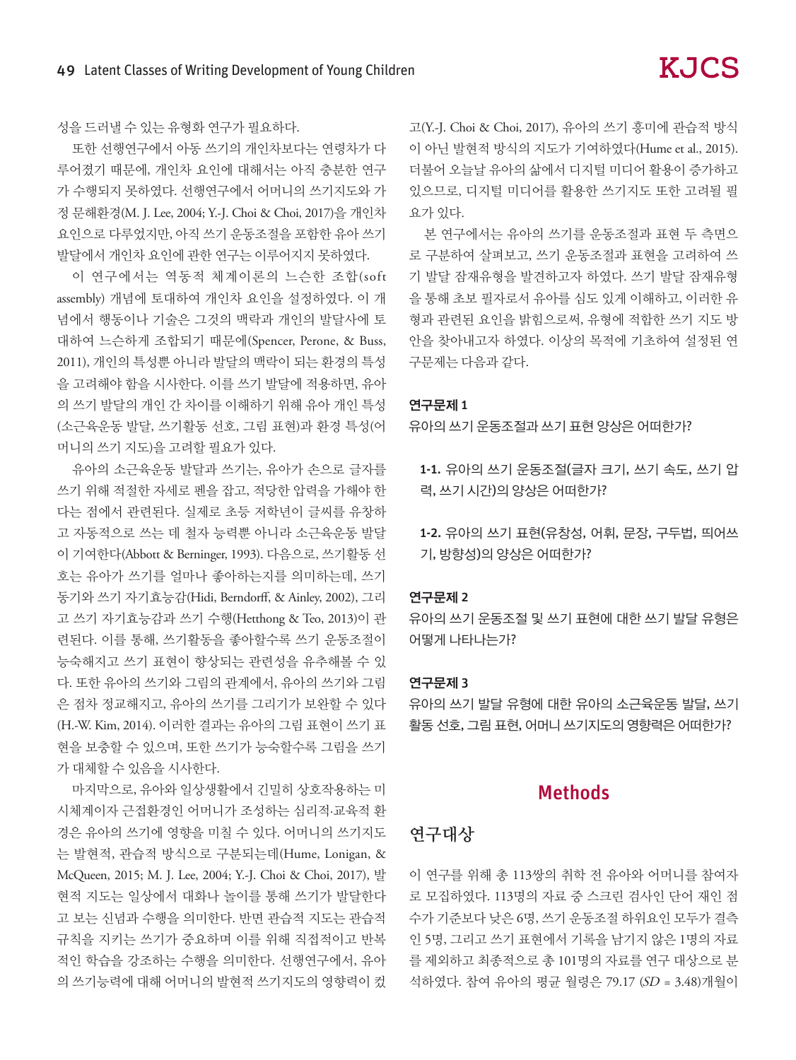성을 드러낼 수 있는 유형화 연구가 필요하다.

또한 선행연구에서 아동 쓰기의 개인차보다는 연령차가 다루어졌기 때문에, 개인차 요인에 대해서는 아직 충분한 연구가 수행되지 못하였다. 선행연구에서 어머니의 쓰기지도와 가정 문해환경(M. J. Lee, 2004; Y.-J. Choi & Choi, 2017)을 개인차 요인으로 다루었지만, 아직 쓰기 운동조절을 포함한 유아 쓰기 발달에서 개인차 요인에 관한 연구는 이루어지지 못하였다.

이 연구에서는 역동적 체계이론의 느슨한 조합(soft assembly) 개념에 토대하여 개인차 요인을 설정하였다. 이 개념에서 행동이나 기술은 그것의 맥락과 개인의 발달사에 토대하여 느슨하게 조합되기 때문에(Spencer, Perone, & Buss, 2011), 개인의 특성뿐 아니라 발달의 맥락이 되는 환경의 특성을 고려해야 함을 시사한다. 이를 쓰기 발달에 적용하면, 유아의 쓰기 발달의 개인 간 차이를 이해하기 위해 유아 개인 특성(소근육운동 발달, 쓰기활동 선호, 그림 표현)과 환경 특성(어머니의 쓰기 지도)을 고려할 필요가 있다.

유아의 소근육운동 발달과 쓰기는, 유아가 손으로 글자를 쓰기 위해 적절한 자세로 펜을 잡고, 적당한 압력을 가해야 한다는 점에서 관련된다. 실제로 초등 저학년이 글씨를 유창하고 자동적으로 쓰는 데 철자 능력뿐 아니라 소근육운동 발달이 기여한다(Abbott & Berninger, 1993). 다음으로, 쓰기활동 선호는 유아가 쓰기를 얼마나 좋아하는지를 의미하는데, 쓰기 동기와 쓰기 자기효능감(Hidi, Berndorff, & Ainley, 2002), 그리고 쓰기 자기효능감과 쓰기 수행(Hetthong & Teo, 2013)이 관련된다. 이를 통해, 쓰기활동을 좋아할수록 쓰기 운동조절이 능숙해지고 쓰기 표현이 향상되는 관련성을 유추해볼 수 있다. 또한 유아의 쓰기와 그림의 관계에서, 유아의 쓰기와 그림은 점차 정교해지고, 유아의 쓰기를 그리기가 보완할 수 있다(H.-W. Kim, 2014). 이러한 결과는 유아의 그림 표현이 쓰기 표현을 보충할 수 있으며, 또한 쓰기가 능숙할수록 그림을 쓰기가 대체할 수 있음을 시사한다.

마지막으로, 유아와 일상생활에서 긴밀히 상호작용하는 미시체계이자 근접환경인 어머니가 조성하는 심리적·교육적 환경은 유아의 쓰기에 영향을 미칠 수 있다. 어머니의 쓰기지도는 발현적, 관습적 방식으로 구분되는데(Hume, Lonigan, & McQueen, 2015; M. J. Lee, 2004; Y.-J. Choi & Choi, 2017), 발현적 지도는 일상에서 대화나 놀이를 통해 쓰기가 발달한다고 보는 신념과 수행을 의미한다. 반면 관습적 지도는 관습적 규칙을 지키는 쓰기가 중요하며 이를 위해 직접적이고 반복적인 학습을 강조하는 수행을 의미한다. 선행연구에서, 유아의 쓰기능력에 대해 어머니의 발현적 쓰기지도의 영향력이 컸고(Y.-J. Choi & Choi, 2017), 유아의 쓰기 흥미에 관습적 방식이 아닌 발현적 방식의 지도가 기여하였다(Hume et al., 2015). 더불어 오늘날 유아의 삶에서 디지털 미디어 활용이 증가하고 있으므로, 디지털 미디어를 활용한 쓰기지도 또한 고려될 필요가 있다.

본 연구에서는 유아의 쓰기를 운동조절과 표현 두 측면으로 구분하여 살펴보고, 쓰기 운동조절과 표현을 고려하여 쓰기 발달 잠재유형을 발견하고자 하였다. 쓰기 발달 잠재유형을 통해 초보 필자로서 유아를 심도 있게 이해하고, 이러한 유형과 관련된 요인을 밝힘으로써, 유형에 적합한 쓰기 지도 방안을 찾아내고자 하였다. 이상의 목적에 기초하여 설정된 연구문제는 다음과 같다.

**연구문제 1**

유아의 쓰기 운동조절과 쓰기 표현 양상은 어떠한가?

**1-1.** 유아의 쓰기 운동조절(글자 크기, 쓰기 속도, 쓰기 압력, 쓰기 시간)의 양상은 어떠한가?

**1-2.** 유아의 쓰기 표현(유창성, 어휘, 문장, 구두법, 띄어쓰기, 방향성)의 양상은 어떠한가?

**연구문제 2**

유아의 쓰기 운동조절 및 쓰기 표현에 대한 쓰기 발달 유형은 어떻게 나타나는가?

**연구문제 3**

유아의 쓰기 발달 유형에 대한 유아의 소근육운동 발달, 쓰기활동 선호, 그림 표현, 어머니 쓰기지도의 영향력은 어떠한가?

## Methods

### 연구대상

이 연구를 위해 총 113쌍의 취학 전 유아와 어머니를 참여자로 모집하였다. 113명의 자료 중 스크린 검사인 단어 재인 점수가 기준보다 낮은 6명, 쓰기 운동조절 하위요인 모두가 결측인 5명, 그리고 쓰기 표현에서 기록을 남기지 않은 1명의 자료를 제외하고 최종적으로 총 101명의 자료를 연구 대상으로 분석하였다. 참여 유아의 평균 월령은 79.17 (*SD* = 3.48)개월이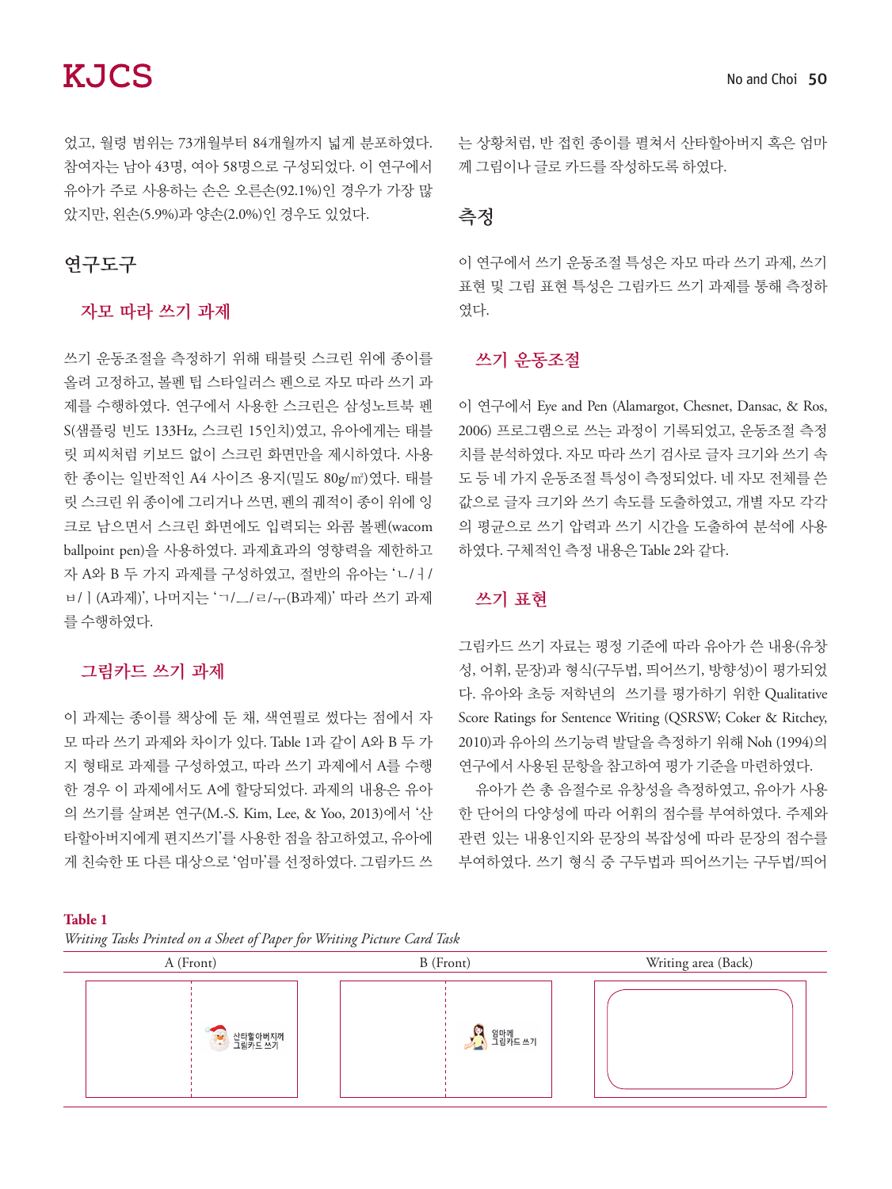었고, 월령 범위는 73개월부터 84개월까지 넓게 분포하였다. 참여자는 남아 43명, 여아 58명으로 구성되었다. 이 연구에서 유아가 주로 사용하는 손은 오른손(92.1%)인 경우가 가장 많았지만, 왼손(5.9%)과 양손(2.0%)인 경우도 있었다.

## 연구도구

### 자모 따라 쓰기 과제

쓰기 운동조절을 측정하기 위해 태블릿 스크린 위에 종이를 올려 고정하고, 볼펜 팁 스타일러스 펜으로 자모 따라 쓰기 과제를 수행하였다. 연구에서 사용한 스크린은 삼성노트북 펜 S(샘플링 빈도 133Hz, 스크린 15인치)였고, 유아에게는 태블릿 피씨처럼 키보드 없이 스크린 화면만을 제시하였다. 사용한 종이는 일반적인 A4 사이즈 용지(밀도 80g/㎡)였다. 태블릿 스크린 위 종이에 그리거나 쓰면, 펜의 궤적이 종이 위에 잉크로 남으면서 스크린 화면에도 입력되는 와콤 볼펜(wacom ballpoint pen)을 사용하였다. 과제효과의 영향력을 제한하고자 A와 B 두 가지 과제를 구성하였고, 절반의 유아는 'ㄴ/ㅓ/ㅂ/ㅣ(A과제)', 나머지는 'ㄱ/ㅡ/ㄹ/ㅜ(B과제)' 따라 쓰기 과제를 수행하였다.

### 그림카드 쓰기 과제

이 과제는 종이를 책상에 둔 채, 색연필로 썼다는 점에서 자모 따라 쓰기 과제와 차이가 있다. Table 1과 같이 A와 B 두 가지 형태로 과제를 구성하였고, 따라 쓰기 과제에서 A를 수행한 경우 이 과제에서도 A에 할당되었다. 과제의 내용은 유아의 쓰기를 살펴본 연구(M.-S. Kim, Lee, & Yoo, 2013)에서 '산타할아버지에게 편지쓰기'를 사용한 점을 참고하였고, 유아에게 친숙한 또 다른 대상으로 '엄마'를 선정하였다. 그림카드 쓰는 상황처럼, 반 접힌 종이를 펼쳐서 산타할아버지 혹은 엄마께 그림이나 글로 카드를 작성하도록 하였다.

## 측정

이 연구에서 쓰기 운동조절 특성은 자모 따라 쓰기 과제, 쓰기 표현 및 그림 표현 특성은 그림카드 쓰기 과제를 통해 측정하였다.

### 쓰기 운동조절

이 연구에서 Eye and Pen (Alamargot, Chesnet, Dansac, & Ros, 2006) 프로그램으로 쓰는 과정이 기록되었고, 운동조절 측정치를 분석하였다. 자모 따라 쓰기 검사로 글자 크기와 쓰기 속도 등 네 가지 운동조절 특성이 측정되었다. 네 자모 전체를 쓴 값으로 글자 크기와 쓰기 속도를 도출하였고, 개별 자모 각각의 평균으로 쓰기 압력과 쓰기 시간을 도출하여 분석에 사용하였다. 구체적인 측정 내용은 Table 2와 같다.

### 쓰기 표현

그림카드 쓰기 자료는 평정 기준에 따라 유아가 쓴 내용(유창성, 어휘, 문장)과 형식(구두법, 띄어쓰기, 방향성)이 평가되었다. 유아와 초등 저학년의 쓰기를 평가하기 위한 Qualitative Score Ratings for Sentence Writing (QSRSW; Coker & Ritchey, 2010)과 유아의 쓰기능력 발달을 측정하기 위해 Noh (1994)의 연구에서 사용된 문항을 참고하여 평가 기준을 마련하였다.

유아가 쓴 총 음절수로 유창성을 측정하였고, 유아가 사용한 단어의 다양성에 따라 어휘의 점수를 부여하였다. 주제와 관련 있는 내용인지와 문장의 복잡성에 따라 문장의 점수를 부여하였다. 쓰기 형식 중 구두법과 띄어쓰기는 구두법/띄어

**Table 1**

*Writing Tasks Printed on a Sheet of Paper for Writing Picture Card Task*

| A (Front) | B (Front) | Writing area (Back) |
|---|---|---|
| 산타할아버지께 그림카드 쓰기 | 엄마께 그림카드 쓰기 | |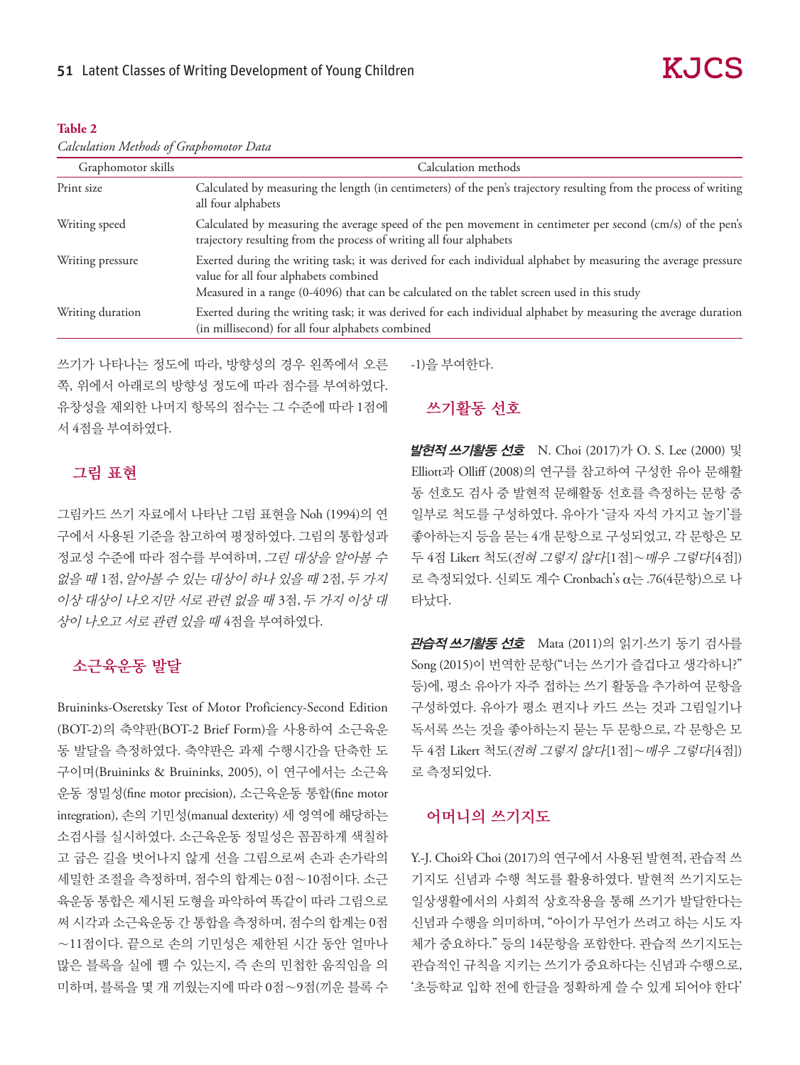**Table 2**

*Calculation Methods of Graphomotor Data*

| Graphomotor skills | Calculation methods |
|---|---|
| Print size | Calculated by measuring the length (in centimeters) of the pen's trajectory resulting from the process of writing all four alphabets |
| Writing speed | Calculated by measuring the average speed of the pen movement in centimeter per second (cm/s) of the pen's trajectory resulting from the process of writing all four alphabets |
| Writing pressure | Exerted during the writing task; it was derived for each individual alphabet by measuring the average pressure value for all four alphabets combined<br>Measured in a range (0-4096) that can be calculated on the tablet screen used in this study |
| Writing duration | Exerted during the writing task; it was derived for each individual alphabet by measuring the average duration (in millisecond) for all four alphabets combined |

쓰기가 나타나는 정도에 따라, 방향성의 경우 왼쪽에서 오른쪽, 위에서 아래로의 방향성 정도에 따라 점수를 부여하였다. 유창성을 제외한 나머지 항목의 점수는 그 수준에 따라 1점에서 4점을 부여하였다.

## 그림 표현

그림카드 쓰기 자료에서 나타난 그림 표현을 Noh (1994)의 연구에서 사용된 기준을 참고하여 평정하였다. 그림의 통합성과 정교성 수준에 따라 점수를 부여하며, *그린 대상을 알아볼 수 없을 때* 1점, *알아볼 수 있는 대상이 하나 있을 때* 2점, *두 가지 이상 대상이 나오지만 서로 관련 없을 때* 3점, *두 가지 이상 대상이 나오고 서로 관련 있을 때* 4점을 부여하였다.

## 소근육운동 발달

Bruininks-Oseretsky Test of Motor Proficiency-Second Edition (BOT-2)의 축약판(BOT-2 Brief Form)을 사용하여 소근육운동 발달을 측정하였다. 축약판은 과제 수행시간을 단축한 도구이며(Bruininks & Bruininks, 2005), 이 연구에서는 소근육운동 정밀성(fine motor precision), 소근육운동 통합(fine motor integration), 손의 기민성(manual dexterity) 세 영역에 해당하는 소검사를 실시하였다. 소근육운동 정밀성은 꼼꼼하게 색칠하고 굽은 길을 벗어나지 않게 선을 그림으로써 손과 손가락의 세밀한 조절을 측정하며, 점수의 합계는 0점~10점이다. 소근육운동 통합은 제시된 도형을 파악하여 똑같이 따라 그림으로써 시각과 소근육운동 간 통합을 측정하며, 점수의 합계는 0점~11점이다. 끝으로 손의 기민성은 제한된 시간 동안 얼마나 많은 블록을 실에 꿸 수 있는지, 즉 손의 민첩한 움직임을 의미하며, 블록을 몇 개 끼웠는지에 따라 0점~9점(끼운 블록 수 -1)을 부여한다.

## 쓰기활동 선호

***발현적 쓰기활동 선호*** N. Choi (2017)가 O. S. Lee (2000) 및 Elliott과 Olliff (2008)의 연구를 참고하여 구성한 유아 문해활동 선호도 검사 중 발현적 문해활동 선호를 측정하는 문항 중 일부로 척도를 구성하였다. 유아가 '글자 자석 가지고 놀기'를 좋아하는지 등을 묻는 4개 문항으로 구성되었고, 각 문항은 모두 4점 Likert 척도(*전혀 그렇지 않다*[1점]~*매우 그렇다*[4점])로 측정되었다. 신뢰도 계수 Cronbach's α는 .76(4문항)으로 나타났다.

***관습적 쓰기활동 선호*** Mata (2011)의 읽기·쓰기 동기 검사를 Song (2015)이 번역한 문항("너는 쓰기가 즐겁다고 생각하니?" 등)에, 평소 유아가 자주 접하는 쓰기 활동을 추가하여 문항을 구성하였다. 유아가 평소 편지나 카드 쓰는 것과 그림일기나 독서록 쓰는 것을 좋아하는지 묻는 두 문항으로, 각 문항은 모두 4점 Likert 척도(*전혀 그렇지 않다*[1점]~*매우 그렇다*[4점])로 측정되었다.

## 어머니의 쓰기지도

Y.-J. Choi와 Choi (2017)의 연구에서 사용된 발현적, 관습적 쓰기지도 신념과 수행 척도를 활용하였다. 발현적 쓰기지도는 일상생활에서의 사회적 상호작용을 통해 쓰기가 발달한다는 신념과 수행을 의미하며, "아이가 무언가 쓰려고 하는 시도 자체가 중요하다." 등의 14문항을 포함한다. 관습적 쓰기지도는 관습적인 규칙을 지키는 쓰기가 중요하다는 신념과 수행으로, '초등학교 입학 전에 한글을 정확하게 쓸 수 있게 되어야 한다'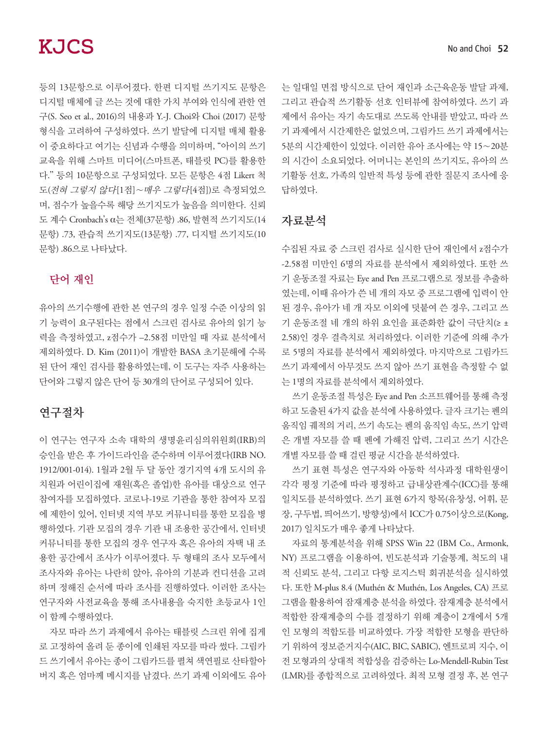등의 13문항으로 이루어졌다. 한편 디지털 쓰기지도 문항은 디지털 매체에 글 쓰는 것에 대한 가치 부여와 인식에 관한 연구(S. Seo et al., 2016)의 내용과 Y.-J. Choi와 Choi (2017) 문항 형식을 고려하여 구성하였다. 쓰기 발달에 디지털 매체 활용이 중요하다고 여기는 신념과 수행을 의미하며, "아이의 쓰기 교육을 위해 스마트 미디어(스마트폰, 태블릿 PC)를 활용한다." 등의 10문항으로 구성되었다. 모든 문항은 4점 Likert 척도(*전혀 그렇지 않다*[1점]~*매우 그렇다*[4점])로 측정되었으며, 점수가 높을수록 해당 쓰기지도가 높음을 의미한다. 신뢰도 계수 Cronbach's α는 전체(37문항) .86, 발현적 쓰기지도(14문항) .73, 관습적 쓰기지도(13문항) .77, 디지털 쓰기지도(10문항) .86으로 나타났다.

### 단어 재인

유아의 쓰기수행에 관한 본 연구의 경우 일정 수준 이상의 읽기 능력이 요구된다는 점에서 스크린 검사로 유아의 읽기 능력을 측정하였고, z점수가 –2.58점 미만일 때 자료 분석에서 제외하였다. D. Kim (2011)이 개발한 BASA 초기문해에 수록된 단어 재인 검사를 활용하였는데, 이 도구는 자주 사용하는 단어와 그렇지 않은 단어 등 30개의 단어로 구성되어 있다.

## 연구절차

이 연구는 연구자 소속 대학의 생명윤리심의위원회(IRB)의 승인을 받은 후 가이드라인을 준수하며 이루어졌다(IRB NO. 1912/001-014). 1월과 2월 두 달 동안 경기지역 4개 도시의 유치원과 어린이집에 재원(혹은 졸업)한 유아를 대상으로 연구참여자를 모집하였다. 코로나-19로 기관을 통한 참여자 모집에 제한이 있어, 인터넷 지역 부모 커뮤니티를 통한 모집을 병행하였다. 기관 모집의 경우 기관 내 조용한 공간에서, 인터넷 커뮤니티를 통한 모집의 경우 연구자 혹은 유아의 자택 내 조용한 공간에서 조사가 이루어졌다. 두 형태의 조사 모두에서 조사자와 유아는 나란히 앉아, 유아의 기분과 컨디션을 고려하며 정해진 순서에 따라 조사를 진행하였다. 이러한 조사는 연구자와 사전교육을 통해 조사내용을 숙지한 초등교사 1인이 함께 수행하였다.

자모 따라 쓰기 과제에서 유아는 태블릿 스크린 위에 집게로 고정하여 올려 둔 종이에 인쇄된 자모를 따라 썼다. 그림카드 쓰기에서 유아는 종이 그림카드를 펼쳐 색연필로 산타할아버지 혹은 엄마께 메시지를 남겼다. 쓰기 과제 이외에도 유아는 일대일 면접 방식으로 단어 재인과 소근육운동 발달 과제, 그리고 관습적 쓰기활동 선호 인터뷰에 참여하였다. 쓰기 과제에서 유아는 자기 속도대로 쓰도록 안내를 받았고, 따라 쓰기 과제에서 시간제한은 없었으며, 그림카드 쓰기 과제에서는 5분의 시간제한이 있었다. 이러한 유아 조사에는 약 15~20분의 시간이 소요되었다. 어머니는 본인의 쓰기지도, 유아의 쓰기활동 선호, 가족의 일반적 특성 등에 관한 질문지 조사에 응답하였다.

## 자료분석

수집된 자료 중 스크린 검사로 실시한 단어 재인에서 z점수가 -2.58점 미만인 6명의 자료를 분석에서 제외하였다. 또한 쓰기 운동조절 자료는 Eye and Pen 프로그램으로 정보를 추출하였는데, 이때 유아가 쓴 네 개의 자모 중 프로그램에 입력이 안 된 경우, 유아가 네 개 자모 이외에 덧붙여 쓴 경우, 그리고 쓰기 운동조절 네 개의 하위 요인을 표준화한 값이 극단치(≥ ± 2.58)인 경우 결측치로 처리하였다. 이러한 기준에 의해 추가로 5명의 자료를 분석에서 제외하였다. 마지막으로 그림카드 쓰기 과제에서 아무것도 쓰지 않아 쓰기 표현을 측정할 수 없는 1명의 자료를 분석에서 제외하였다.

쓰기 운동조절 특성은 Eye and Pen 소프트웨어를 통해 측정하고 도출된 4가지 값을 분석에 사용하였다. 글자 크기는 펜의 움직임 궤적의 거리, 쓰기 속도는 펜의 움직임 속도, 쓰기 압력은 개별 자모를 쓸 때 펜에 가해진 압력, 그리고 쓰기 시간은 개별 자모를 쓸 때 걸린 평균 시간을 분석하였다.

쓰기 표현 특성은 연구자와 아동학 석사과정 대학원생이 각각 평정 기준에 따라 평정하고 급내상관계수(ICC)를 통해 일치도를 분석하였다. 쓰기 표현 6가지 항목(유창성, 어휘, 문장, 구두법, 띄어쓰기, 방향성)에서 ICC가 0.75이상으로(Kong, 2017) 일치도가 매우 좋게 나타났다.

자료의 통계분석을 위해 SPSS Win 22 (IBM Co., Armonk, NY) 프로그램을 이용하여, 빈도분석과 기술통계, 척도의 내적 신뢰도 분석, 그리고 다항 로지스틱 회귀분석을 실시하였다. 또한 M-plus 8.4 (Muthén & Muthén, Los Angeles, CA) 프로그램을 활용하여 잠재계층 분석을 하였다. 잠재계층 분석에서 적합한 잠재계층의 수를 결정하기 위해 계층이 2개에서 5개인 모형의 적합도를 비교하였다. 가장 적합한 모형을 판단하기 위하여 정보준거지수(AIC, BIC, SABIC), 엔트로피 지수, 이전 모형과의 상대적 적합성을 검증하는 Lo-Mendell-Rubin Test (LMR)를 종합적으로 고려하였다. 최적 모형 결정 후, 본 연구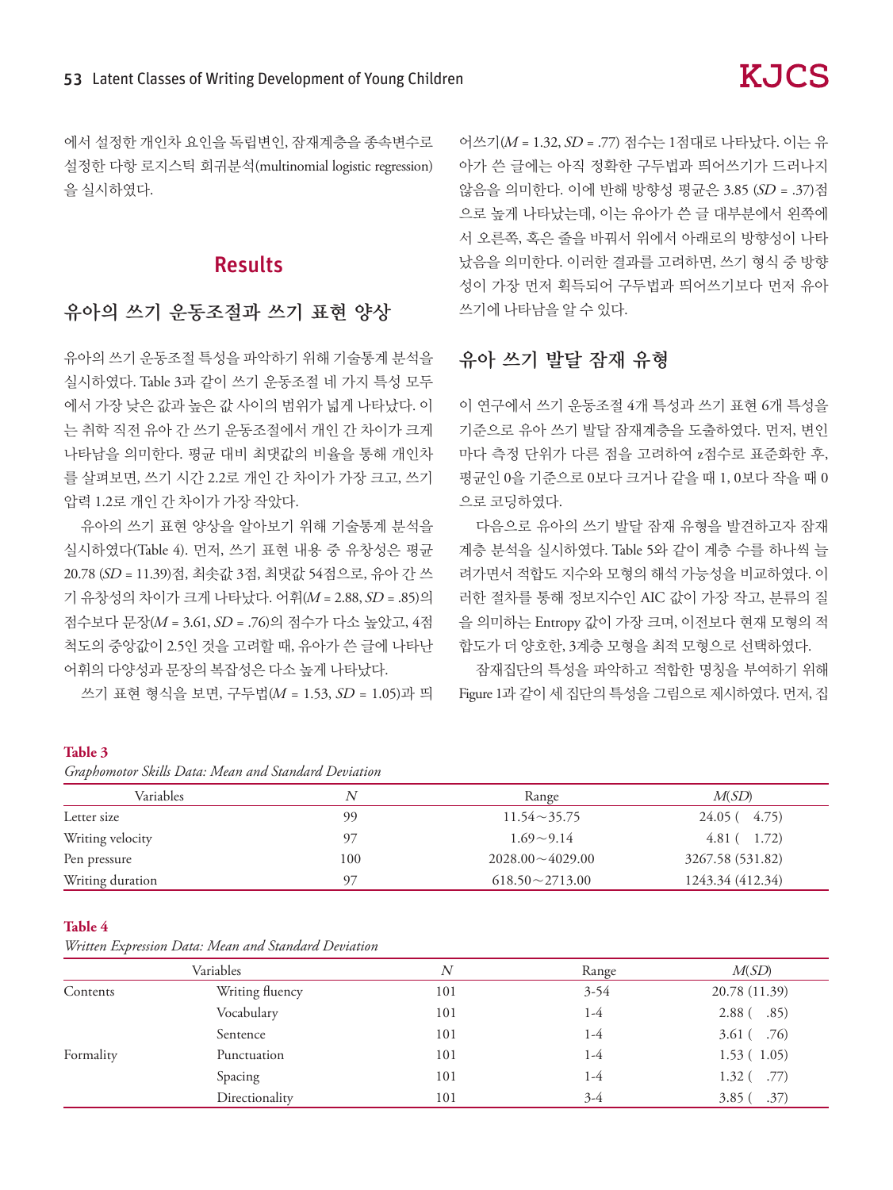에서 설정한 개인차 요인을 독립변인, 잠재계층을 종속변수로 설정한 다항 로지스틱 회귀분석(multinomial logistic regression)을 실시하였다.

## Results

### 유아의 쓰기 운동조절과 쓰기 표현 양상

유아의 쓰기 운동조절 특성을 파악하기 위해 기술통계 분석을 실시하였다. Table 3과 같이 쓰기 운동조절 네 가지 특성 모두에서 가장 낮은 값과 높은 값 사이의 범위가 넓게 나타났다. 이는 취학 직전 유아 간 쓰기 운동조절에서 개인 간 차이가 크게 나타남을 의미한다. 평균 대비 최댓값의 비율을 통해 개인차를 살펴보면, 쓰기 시간 2.2로 개인 간 차이가 가장 크고, 쓰기 압력 1.2로 개인 간 차이가 가장 작았다.

유아의 쓰기 표현 양상을 알아보기 위해 기술통계 분석을 실시하였다(Table 4). 먼저, 쓰기 표현 내용 중 유창성은 평균 20.78 (*SD* = 11.39)점, 최솟값 3점, 최댓값 54점으로, 유아 간 쓰기 유창성의 차이가 크게 나타났다. 어휘(*M* = 2.88, *SD* = .85)의 점수보다 문장(*M* = 3.61, *SD* = .76)의 점수가 다소 높았고, 4점 척도의 중앙값이 2.5인 것을 고려할 때, 유아가 쓴 글에 나타난 어휘의 다양성과 문장의 복잡성은 다소 높게 나타났다.

쓰기 표현 형식을 보면, 구두법(*M* = 1.53, *SD* = 1.05)과 띄어쓰기(*M* = 1.32, *SD* = .77) 점수는 1점대로 나타났다. 이는 유아가 쓴 글에는 아직 정확한 구두법과 띄어쓰기가 드러나지 않음을 의미한다. 이에 반해 방향성 평균은 3.85 (*SD* = .37)점으로 높게 나타났는데, 이는 유아가 쓴 글 대부분에서 왼쪽에서 오른쪽, 혹은 줄을 바꿔서 위에서 아래로의 방향성이 나타났음을 의미한다. 이러한 결과를 고려하면, 쓰기 형식 중 방향성이 가장 먼저 획득되어 구두법과 띄어쓰기보다 먼저 유아 쓰기에 나타남을 알 수 있다.

### 유아 쓰기 발달 잠재 유형

이 연구에서 쓰기 운동조절 4개 특성과 쓰기 표현 6개 특성을 기준으로 유아 쓰기 발달 잠재계층을 도출하였다. 먼저, 변인마다 측정 단위가 다른 점을 고려하여 z점수로 표준화한 후, 평균인 0을 기준으로 0보다 크거나 같을 때 1, 0보다 작을 때 0으로 코딩하였다.

다음으로 유아의 쓰기 발달 잠재 유형을 발견하고자 잠재계층 분석을 실시하였다. Table 5와 같이 계층 수를 하나씩 늘려가면서 적합도 지수와 모형의 해석 가능성을 비교하였다. 이러한 절차를 통해 정보지수인 AIC 값이 가장 작고, 분류의 질을 의미하는 Entropy 값이 가장 크며, 이전보다 현재 모형의 적합도가 더 양호한, 3계층 모형을 최적 모형으로 선택하였다.

잠재집단의 특성을 파악하고 적합한 명칭을 부여하기 위해 Figure 1과 같이 세 집단의 특성을 그림으로 제시하였다. 먼저, 집

**Table 3**

*Graphomotor Skills Data: Mean and Standard Deviation*

| Variables | *N* | Range | *M*(*SD*) |
|---|---|---|---|
| Letter size | 99 | 11.54～35.75 | 24.05 (4.75) |
| Writing velocity | 97 | 1.69～9.14 | 4.81 (1.72) |
| Pen pressure | 100 | 2028.00～4029.00 | 3267.58 (531.82) |
| Writing duration | 97 | 618.50～2713.00 | 1243.34 (412.34) |

**Table 4**

*Written Expression Data: Mean and Standard Deviation*

| Variables | | *N* | Range | *M*(*SD*) |
|---|---|---|---|---|
| Contents | Writing fluency | 101 | 3-54 | 20.78 (11.39) |
| | Vocabulary | 101 | 1-4 | 2.88 (.85) |
| | Sentence | 101 | 1-4 | 3.61 (.76) |
| Formality | Punctuation | 101 | 1-4 | 1.53 (1.05) |
| | Spacing | 101 | 1-4 | 1.32 (.77) |
| | Directionality | 101 | 3-4 | 3.85 (.37) |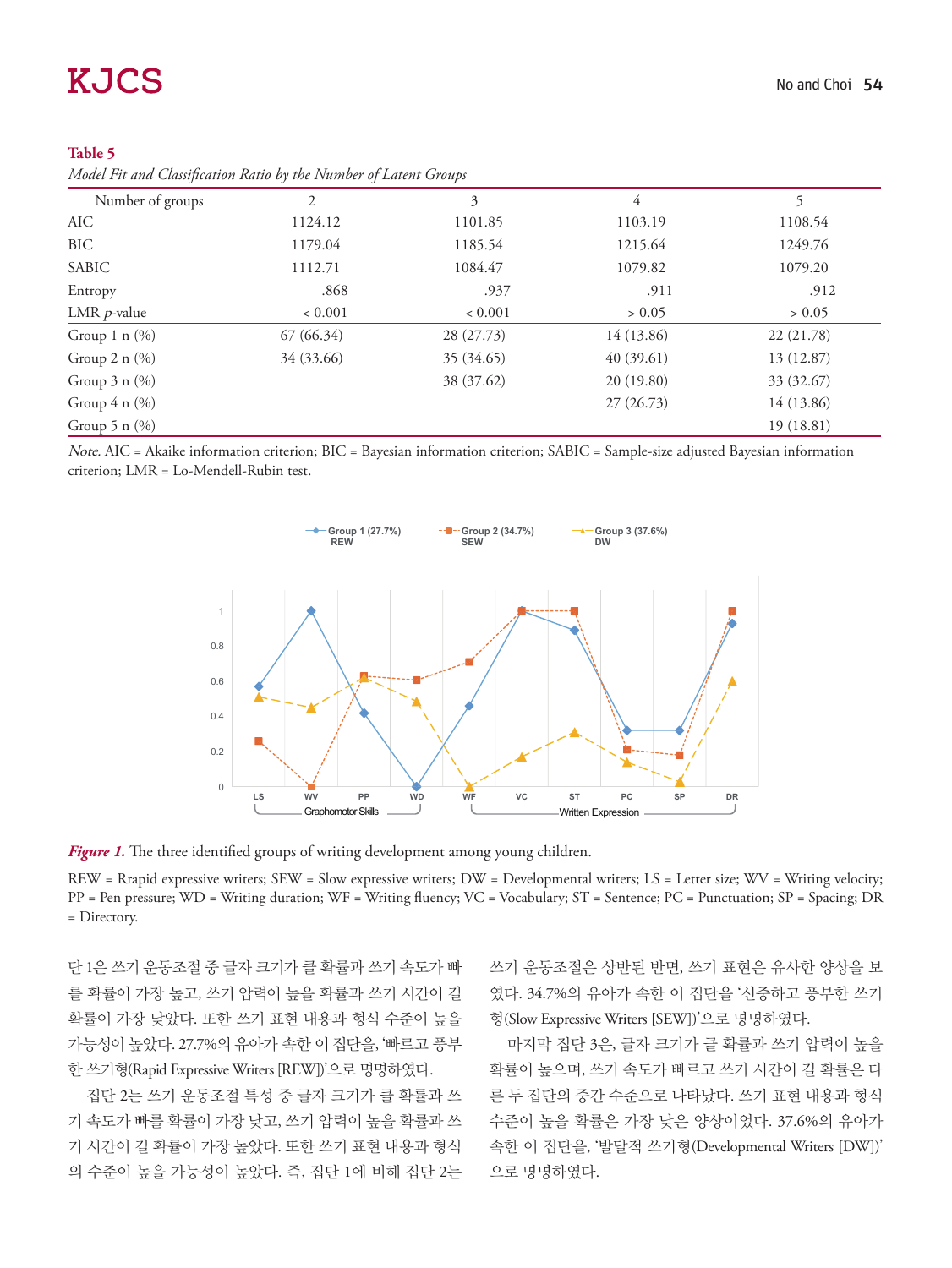**Table 5**

*Model Fit and Classification Ratio by the Number of Latent Groups*

| Number of groups | 2 | 3 | 4 | 5 |
|---|---|---|---|---|
| AIC | 1124.12 | 1101.85 | 1103.19 | 1108.54 |
| BIC | 1179.04 | 1185.54 | 1215.64 | 1249.76 |
| SABIC | 1112.71 | 1084.47 | 1079.82 | 1079.20 |
| Entropy | .868 | .937 | .911 | .912 |
| LMR *p*-value | < 0.001 | < 0.001 | > 0.05 | > 0.05 |
| Group 1 n (%) | 67 (66.34) | 28 (27.73) | 14 (13.86) | 22 (21.78) |
| Group 2 n (%) | 34 (33.66) | 35 (34.65) | 40 (39.61) | 13 (12.87) |
| Group 3 n (%) | | 38 (37.62) | 20 (19.80) | 33 (32.67) |
| Group 4 n (%) | | | 27 (26.73) | 14 (13.86) |
| Group 5 n (%) | | | | 19 (18.81) |

*Note*. AIC = Akaike information criterion; BIC = Bayesian information criterion; SABIC = Sample-size adjusted Bayesian information criterion; LMR = Lo-Mendell-Rubin test.

***Figure 1.*** The three identified groups of writing development among young children.

REW = Rrapid expressive writers; SEW = Slow expressive writers; DW = Developmental writers; LS = Letter size; WV = Writing velocity; PP = Pen pressure; WD = Writing duration; WF = Writing fluency; VC = Vocabulary; ST = Sentence; PC = Punctuation; SP = Spacing; DR = Directory.

단 1은 쓰기 운동조절 중 글자 크기가 클 확률과 쓰기 속도가 빠를 확률이 가장 높고, 쓰기 압력이 높을 확률과 쓰기 시간이 길 확률이 가장 낮았다. 또한 쓰기 표현 내용과 형식 수준이 높을 가능성이 높았다. 27.7%의 유아가 속한 이 집단을, '빠르고 풍부한 쓰기형(Rapid Expressive Writers [REW])'으로 명명하였다.

집단 2는 쓰기 운동조절 특성 중 글자 크기가 클 확률과 쓰기 속도가 빠를 확률이 가장 낮고, 쓰기 압력이 높을 확률과 쓰기 시간이 길 확률이 가장 높았다. 또한 쓰기 표현 내용과 형식의 수준이 높을 가능성이 높았다. 즉, 집단 1에 비해 집단 2는 쓰기 운동조절은 상반된 반면, 쓰기 표현은 유사한 양상을 보였다. 34.7%의 유아가 속한 이 집단을 '신중하고 풍부한 쓰기형(Slow Expressive Writers [SEW])'으로 명명하였다.

마지막 집단 3은, 글자 크기가 클 확률과 쓰기 압력이 높을 확률이 높으며, 쓰기 속도가 빠르고 쓰기 시간이 길 확률은 다른 두 집단의 중간 수준으로 나타났다. 쓰기 표현 내용과 형식 수준이 높을 확률은 가장 낮은 양상이었다. 37.6%의 유아가 속한 이 집단을, '발달적 쓰기형(Developmental Writers [DW])'으로 명명하였다.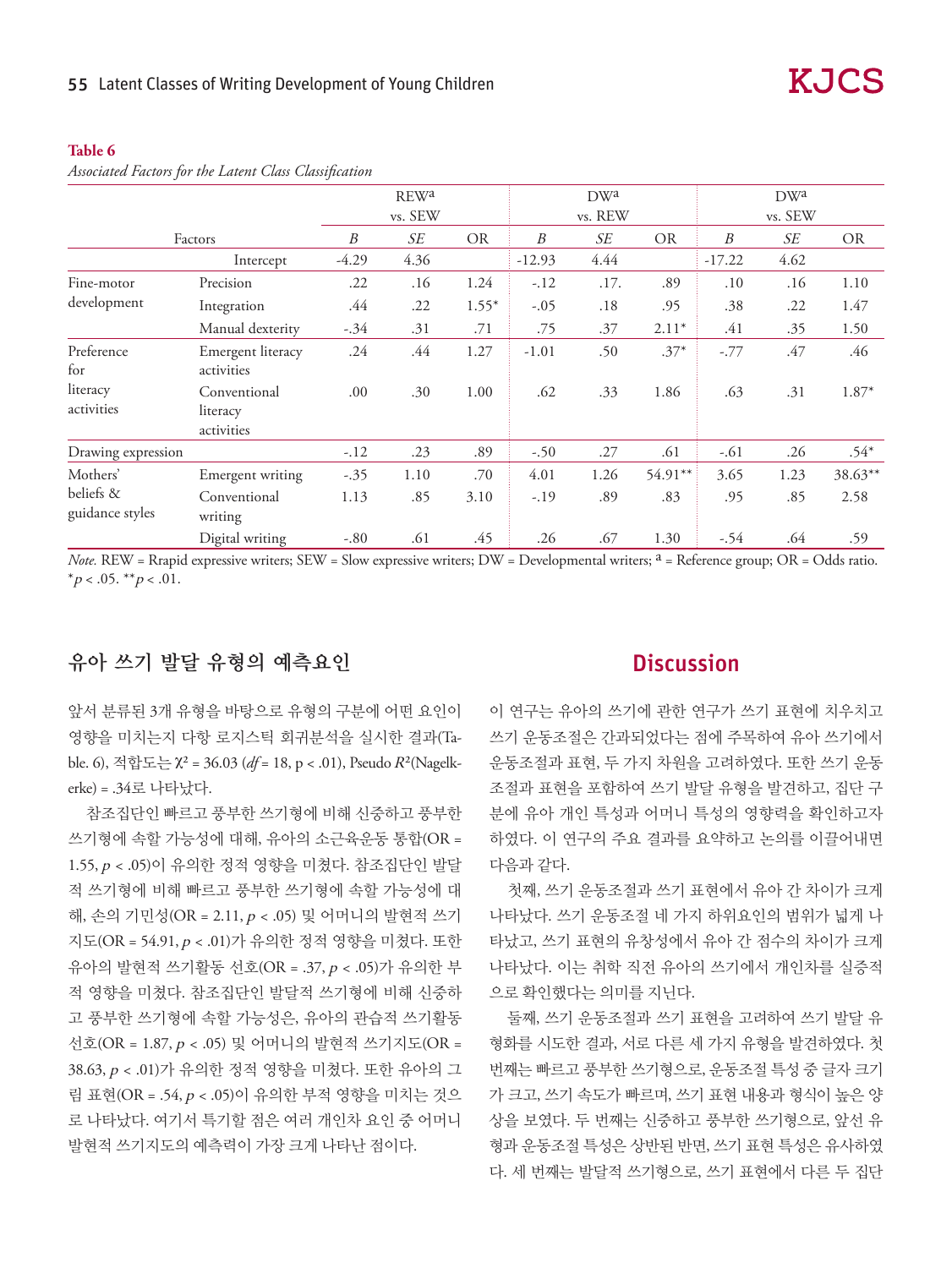**Table 6**

*Associated Factors for the Latent Class Classification*

| Factors | | REW[a] vs. SEW | | | DW[a] vs. REW | | | DW[a] vs. SEW | | |
|---|---|---|---|---|---|---|---|---|---|---|
| | | *B* | *SE* | OR | *B* | *SE* | OR | *B* | *SE* | OR |
| | Intercept | -4.29 | 4.36 | | -12.93 | 4.44 | | -17.22 | 4.62 | |
| Fine-motor development | Precision | .22 | .16 | 1.24 | -.12 | .17. | .89 | .10 | .16 | 1.10 |
| | Integration | .44 | .22 | 1.55* | -.05 | .18 | .95 | .38 | .22 | 1.47 |
| | Manual dexterity | -.34 | .31 | .71 | .75 | .37 | 2.11* | .41 | .35 | 1.50 |
| Preference for literacy activities | Emergent literacy activities | .24 | .44 | 1.27 | -1.01 | .50 | .37* | -.77 | .47 | .46 |
| | Conventional literacy activities | .00 | .30 | 1.00 | .62 | .33 | 1.86 | .63 | .31 | 1.87* |
| Drawing expression | | -.12 | .23 | .89 | -.50 | .27 | .61 | -.61 | .26 | .54* |
| Mothers' beliefs & guidance styles | Emergent writing | -.35 | 1.10 | .70 | 4.01 | 1.26 | 54.91** | 3.65 | 1.23 | 38.63** |
| | Conventional writing | 1.13 | .85 | 3.10 | -.19 | .89 | .83 | .95 | .85 | 2.58 |
| | Digital writing | -.80 | .61 | .45 | .26 | .67 | 1.30 | -.54 | .64 | .59 |

*Note.* REW = Rrapid expressive writers; SEW = Slow expressive writers; DW = Developmental writers; [a] = Reference group; OR = Odds ratio.
$^{*}p < .05$. $^{**}p < .01$.

## 유아 쓰기 발달 유형의 예측요인

앞서 분류된 3개 유형을 바탕으로 유형의 구분에 어떤 요인이 영향을 미치는지 다항 로지스틱 회귀분석을 실시한 결과(Table. 6), 적합도는 $\chi^2 = 36.03$ ($df = 18$, $p < .01$), Pseudo $R^2$(Nagelkerke) = .34로 나타났다.

참조집단인 빠르고 풍부한 쓰기형에 비해 신중하고 풍부한 쓰기형에 속할 가능성에 대해, 유아의 소근육운동 통합(OR = 1.55, $p < .05$)이 유의한 정적 영향을 미쳤다. 참조집단인 발달적 쓰기형에 비해 빠르고 풍부한 쓰기형에 속할 가능성에 대해, 손의 기민성(OR = 2.11, $p < .05$) 및 어머니의 발현적 쓰기지도(OR = 54.91, $p < .01$)가 유의한 정적 영향을 미쳤다. 또한 유아의 발현적 쓰기활동 선호(OR = .37, $p < .05$)가 유의한 부적 영향을 미쳤다. 참조집단인 발달적 쓰기형에 비해 신중하고 풍부한 쓰기형에 속할 가능성은, 유아의 관습적 쓰기활동 선호(OR = 1.87, $p < .05$) 및 어머니의 발현적 쓰기지도(OR = 38.63, $p < .01$)가 유의한 정적 영향을 미쳤다. 또한 유아의 그림 표현(OR = .54, $p < .05$)이 유의한 부적 영향을 미치는 것으로 나타났다. 여기서 특기할 점은 여러 개인차 요인 중 어머니 발현적 쓰기지도의 예측력이 가장 크게 나타난 점이다.

## Discussion

이 연구는 유아의 쓰기에 관한 연구가 쓰기 표현에 치우치고 쓰기 운동조절은 간과되었다는 점에 주목하여 유아 쓰기에서 운동조절과 표현, 두 가지 차원을 고려하였다. 또한 쓰기 운동조절과 표현을 포함하여 쓰기 발달 유형을 발견하고, 집단 구분에 유아 개인 특성과 어머니 특성의 영향력을 확인하고자 하였다. 이 연구의 주요 결과를 요약하고 논의를 이끌어내면 다음과 같다.

첫째, 쓰기 운동조절과 쓰기 표현에서 유아 간 차이가 크게 나타났다. 쓰기 운동조절 네 가지 하위요인의 범위가 넓게 나타났고, 쓰기 표현의 유창성에서 유아 간 점수의 차이가 크게 나타났다. 이는 취학 직전 유아의 쓰기에서 개인차를 실증적으로 확인했다는 의미를 지닌다.

둘째, 쓰기 운동조절과 쓰기 표현을 고려하여 쓰기 발달 유형화를 시도한 결과, 서로 다른 세 가지 유형을 발견하였다. 첫 번째는 빠르고 풍부한 쓰기형으로, 운동조절 특성 중 글자 크기가 크고, 쓰기 속도가 빠르며, 쓰기 표현 내용과 형식이 높은 양상을 보였다. 두 번째는 신중하고 풍부한 쓰기형으로, 앞선 유형과 운동조절 특성은 상반된 반면, 쓰기 표현 특성은 유사하였다. 세 번째는 발달적 쓰기형으로, 쓰기 표현에서 다른 두 집단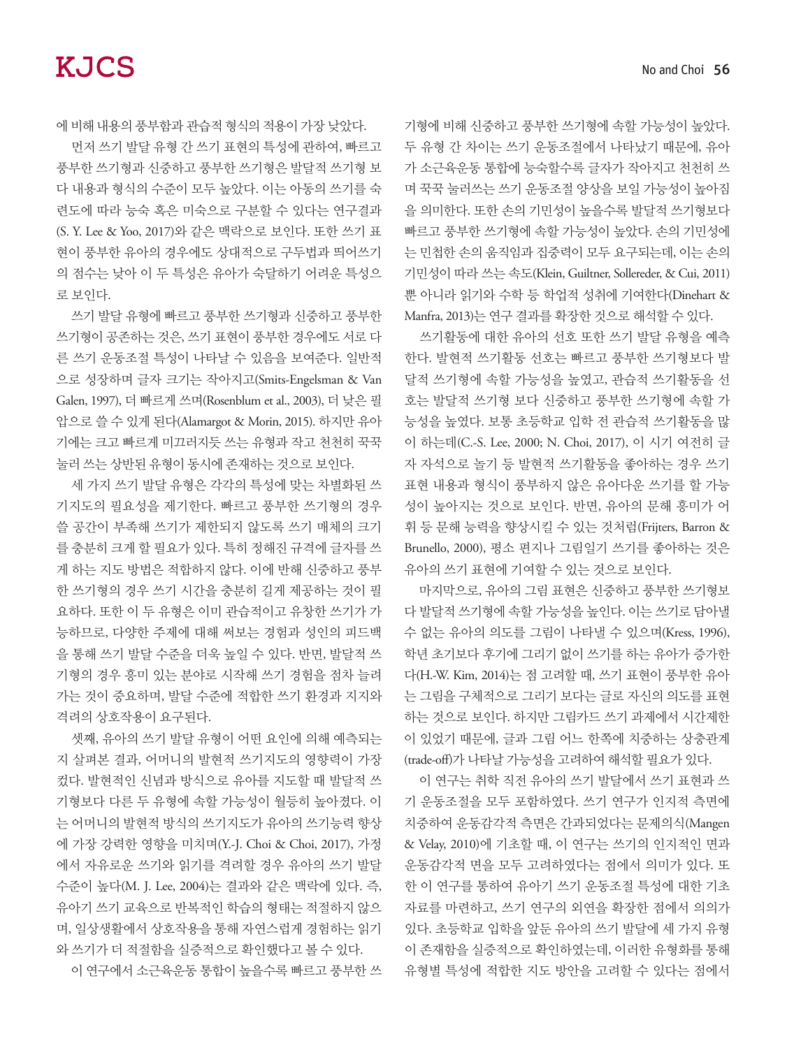에 비해 내용의 풍부함과 관습적 형식의 적용이 가장 낮았다.

먼저 쓰기 발달 유형 간 쓰기 표현의 특성에 관하여, 빠르고 풍부한 쓰기형과 신중하고 풍부한 쓰기형은 발달적 쓰기형 보다 내용과 형식의 수준이 모두 높았다. 이는 아동의 쓰기를 숙련도에 따라 능숙 혹은 미숙으로 구분할 수 있다는 연구결과(S. Y. Lee & Yoo, 2017)와 같은 맥락으로 보인다. 또한 쓰기 표현이 풍부한 유아의 경우에도 상대적으로 구두법과 띄어쓰기의 점수는 낮아 이 두 특성은 유아가 숙달하기 어려운 특성으로 보인다.

쓰기 발달 유형에 빠르고 풍부한 쓰기형과 신중하고 풍부한 쓰기형이 공존하는 것은, 쓰기 표현이 풍부한 경우에도 서로 다른 쓰기 운동조절 특성이 나타날 수 있음을 보여준다. 일반적으로 성장하며 글자 크기는 작아지고(Smits-Engelsman & Van Galen, 1997), 더 빠르게 쓰며(Rosenblum et al., 2003), 더 낮은 필압으로 쓸 수 있게 된다(Alamargot & Morin, 2015). 하지만 유아기에는 크고 빠르게 미끄러지듯 쓰는 유형과 작고 천천히 꾹꾹 눌러 쓰는 상반된 유형이 동시에 존재하는 것으로 보인다.

세 가지 쓰기 발달 유형은 각각의 특성에 맞는 차별화된 쓰기지도의 필요성을 제기한다. 빠르고 풍부한 쓰기형의 경우 쓸 공간이 부족해 쓰기가 제한되지 않도록 쓰기 매체의 크기를 충분히 크게 할 필요가 있다. 특히 정해진 규격에 글자를 쓰게 하는 지도 방법은 적합하지 않다. 이에 반해 신중하고 풍부한 쓰기형의 경우 쓰기 시간을 충분히 길게 제공하는 것이 필요하다. 또한 이 두 유형은 이미 관습적이고 유창한 쓰기가 가능하므로, 다양한 주제에 대해 써보는 경험과 성인의 피드백을 통해 쓰기 발달 수준을 더욱 높일 수 있다. 반면, 발달적 쓰기형의 경우 흥미 있는 분야로 시작해 쓰기 경험을 점차 늘려가는 것이 중요하며, 발달 수준에 적합한 쓰기 환경과 지지와 격려의 상호작용이 요구된다.

셋째, 유아의 쓰기 발달 유형이 어떤 요인에 의해 예측되는지 살펴본 결과, 어머니의 발현적 쓰기지도의 영향력이 가장 컸다. 발현적인 신념과 방식으로 유아를 지도할 때 발달적 쓰기형보다 다른 두 유형에 속할 가능성이 월등히 높아졌다. 이는 어머니의 발현적 방식의 쓰기지도가 유아의 쓰기능력 향상에 가장 강력한 영향을 미치며(Y.-J. Choi & Choi, 2017), 가정에서 자유로운 쓰기와 읽기를 격려할 경우 유아의 쓰기 발달 수준이 높다(M. J. Lee, 2004)는 결과와 같은 맥락에 있다. 즉, 유아기 쓰기 교육으로 반복적인 학습의 형태는 적절하지 않으며, 일상생활에서 상호작용을 통해 자연스럽게 경험하는 읽기와 쓰기가 더 적절함을 실증적으로 확인했다고 볼 수 있다.

이 연구에서 소근육운동 통합이 높을수록 빠르고 풍부한 쓰기형에 비해 신중하고 풍부한 쓰기형에 속할 가능성이 높았다. 두 유형 간 차이는 쓰기 운동조절에서 나타났기 때문에, 유아가 소근육운동 통합에 능숙할수록 글자가 작아지고 천천히 쓰며 꾹꾹 눌러쓰는 쓰기 운동조절 양상을 보일 가능성이 높아짐을 의미한다. 또한 손의 기민성이 높을수록 발달적 쓰기형보다 빠르고 풍부한 쓰기형에 속할 가능성이 높았다. 손의 기민성에는 민첩한 손의 움직임과 집중력이 모두 요구되는데, 이는 손의 기민성이 따라 쓰는 속도(Klein, Guiltner, Sollereder, & Cui, 2011)뿐 아니라 읽기와 수학 등 학업적 성취에 기여한다(Dinehart & Manfra, 2013)는 연구 결과를 확장한 것으로 해석할 수 있다.

쓰기활동에 대한 유아의 선호 또한 쓰기 발달 유형을 예측한다. 발현적 쓰기활동 선호는 빠르고 풍부한 쓰기형보다 발달적 쓰기형에 속할 가능성을 높였고, 관습적 쓰기활동을 선호는 발달적 쓰기형 보다 신중하고 풍부한 쓰기형에 속할 가능성을 높였다. 보통 초등학교 입학 전 관습적 쓰기활동을 많이 하는데(C.-S. Lee, 2000; N. Choi, 2017), 이 시기 여전히 글자 자석으로 놀기 등 발현적 쓰기활동을 좋아하는 경우 쓰기 표현 내용과 형식이 풍부하지 않은 유아다운 쓰기를 할 가능성이 높아지는 것으로 보인다. 반면, 유아의 문해 흥미가 어휘 등 문해 능력을 향상시킬 수 있는 것처럼(Frijters, Barron & Brunello, 2000), 평소 편지나 그림일기 쓰기를 좋아하는 것은 유아의 쓰기 표현에 기여할 수 있는 것으로 보인다.

마지막으로, 유아의 그림 표현은 신중하고 풍부한 쓰기형보다 발달적 쓰기형에 속할 가능성을 높인다. 이는 쓰기로 담아낼 수 없는 유아의 의도를 그림이 나타낼 수 있으며(Kress, 1996), 학년 초기보다 후기에 그리기 없이 쓰기를 하는 유아가 증가한다(H.-W. Kim, 2014)는 점 고려할 때, 쓰기 표현이 풍부한 유아는 그림을 구체적으로 그리기 보다는 글로 자신의 의도를 표현하는 것으로 보인다. 하지만 그림카드 쓰기 과제에서 시간제한이 있었기 때문에, 글과 그림 어느 한쪽에 치중하는 상충관계(trade-off)가 나타날 가능성을 고려하여 해석할 필요가 있다.

이 연구는 취학 직전 유아의 쓰기 발달에서 쓰기 표현과 쓰기 운동조절을 모두 포함하였다. 쓰기 연구가 인지적 측면에 치중하여 운동감각적 측면은 간과되었다는 문제의식(Mangen & Velay, 2010)에 기초할 때, 이 연구는 쓰기의 인지적인 면과 운동감각적 면을 모두 고려하였다는 점에서 의미가 있다. 또한 이 연구를 통하여 유아기 쓰기 운동조절 특성에 대한 기초자료를 마련하고, 쓰기 연구의 외연을 확장한 점에서 의의가 있다. 초등학교 입학을 앞둔 유아의 쓰기 발달에 세 가지 유형이 존재함을 실증적으로 확인하였는데, 이러한 유형화를 통해 유형별 특성에 적합한 지도 방안을 고려할 수 있다는 점에서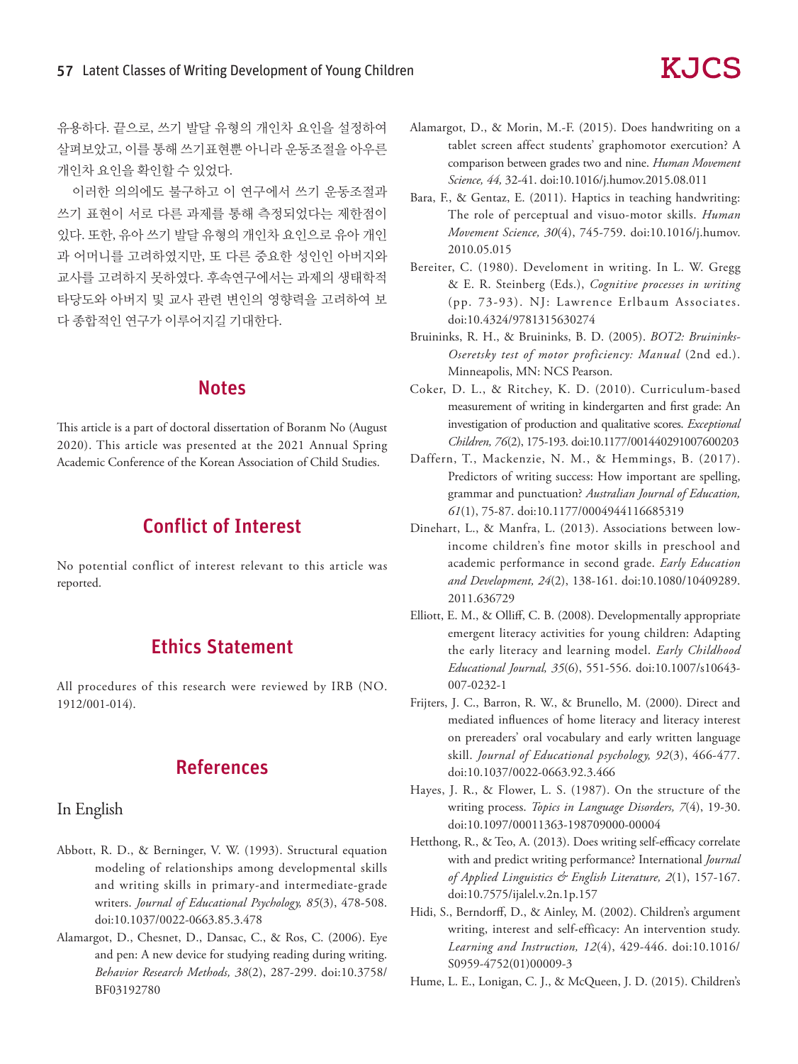유용하다. 끝으로, 쓰기 발달 유형의 개인차 요인을 설정하여 살펴보았고, 이를 통해 쓰기표현뿐 아니라 운동조절을 아우른 개인차 요인을 확인할 수 있었다.

이러한 의의에도 불구하고 이 연구에서 쓰기 운동조절과 쓰기 표현이 서로 다른 과제를 통해 측정되었다는 제한점이 있다. 또한, 유아 쓰기 발달 유형의 개인차 요인으로 유아 개인과 어머니를 고려하였지만, 또 다른 중요한 성인인 아버지와 교사를 고려하지 못하였다. 후속연구에서는 과제의 생태학적 타당도와 아버지 및 교사 관련 변인의 영향력을 고려하여 보다 종합적인 연구가 이루어지길 기대한다.

## Notes

This article is a part of doctoral dissertation of Boranm No (August 2020). This article was presented at the 2021 Annual Spring Academic Conference of the Korean Association of Child Studies.

## Conflict of Interest

No potential conflict of interest relevant to this article was reported.

## Ethics Statement

All procedures of this research were reviewed by IRB (NO. 1912/001-014).

## References

### In English

Abbott, R. D., & Berninger, V. W. (1993). Structural equation modeling of relationships among developmental skills and writing skills in primary-and intermediate-grade writers. *Journal of Educational Psychology, 85*(3), 478-508. doi:10.1037/0022-0663.85.3.478

Alamargot, D., Chesnet, D., Dansac, C., & Ros, C. (2006). Eye and pen: A new device for studying reading during writing. *Behavior Research Methods, 38*(2), 287-299. doi:10.3758/BF03192780

Alamargot, D., & Morin, M.-F. (2015). Does handwriting on a tablet screen affect students' graphomotor exercution? A comparison between grades two and nine. *Human Movement Science, 44,* 32-41. doi:10.1016/j.humov.2015.08.011

Bara, F., & Gentaz, E. (2011). Haptics in teaching handwriting: The role of perceptual and visuo-motor skills. *Human Movement Science, 30*(4), 745-759. doi:10.1016/j.humov.2010.05.015

Bereiter, C. (1980). Develoment in writing. In L. W. Gregg & E. R. Steinberg (Eds.), *Cognitive processes in writing* (pp. 73-93). NJ: Lawrence Erlbaum Associates. doi:10.4324/9781315630274

Bruininks, R. H., & Bruininks, B. D. (2005). *BOT2: Bruininks-Oseretsky test of motor proficiency: Manual* (2nd ed.). Minneapolis, MN: NCS Pearson.

Coker, D. L., & Ritchey, K. D. (2010). Curriculum-based measurement of writing in kindergarten and first grade: An investigation of production and qualitative scores. *Exceptional Children, 76*(2), 175-193. doi:10.1177/001440291007600203

Daffern, T., Mackenzie, N. M., & Hemmings, B. (2017). Predictors of writing success: How important are spelling, grammar and punctuation? *Australian Journal of Education, 61*(1), 75-87. doi:10.1177/0004944116685319

Dinehart, L., & Manfra, L. (2013). Associations between low-income children's fine motor skills in preschool and academic performance in second grade. *Early Education and Development, 24*(2), 138-161. doi:10.1080/10409289.2011.636729

Elliott, E. M., & Olliff, C. B. (2008). Developmentally appropriate emergent literacy activities for young children: Adapting the early literacy and learning model. *Early Childhood Educational Journal, 35*(6), 551-556. doi:10.1007/s10643-007-0232-1

Frijters, J. C., Barron, R. W., & Brunello, M. (2000). Direct and mediated influences of home literacy and literacy interest on prereaders' oral vocabulary and early written language skill. *Journal of Educational psychology, 92*(3), 466-477. doi:10.1037/0022-0663.92.3.466

Hayes, J. R., & Flower, L. S. (1987). On the structure of the writing process. *Topics in Language Disorders, 7*(4), 19-30. doi:10.1097/00011363-198709000-00004

Hetthong, R., & Teo, A. (2013). Does writing self-efficacy correlate with and predict writing performance? International *Journal of Applied Linguistics & English Literature, 2*(1), 157-167. doi:10.7575/ijalel.v.2n.1p.157

Hidi, S., Berndorff, D., & Ainley, M. (2002). Children's argument writing, interest and self-efficacy: An intervention study. *Learning and Instruction, 12*(4), 429-446. doi:10.1016/S0959-4752(01)00009-3

Hume, L. E., Lonigan, C. J., & McQueen, J. D. (2015). Children's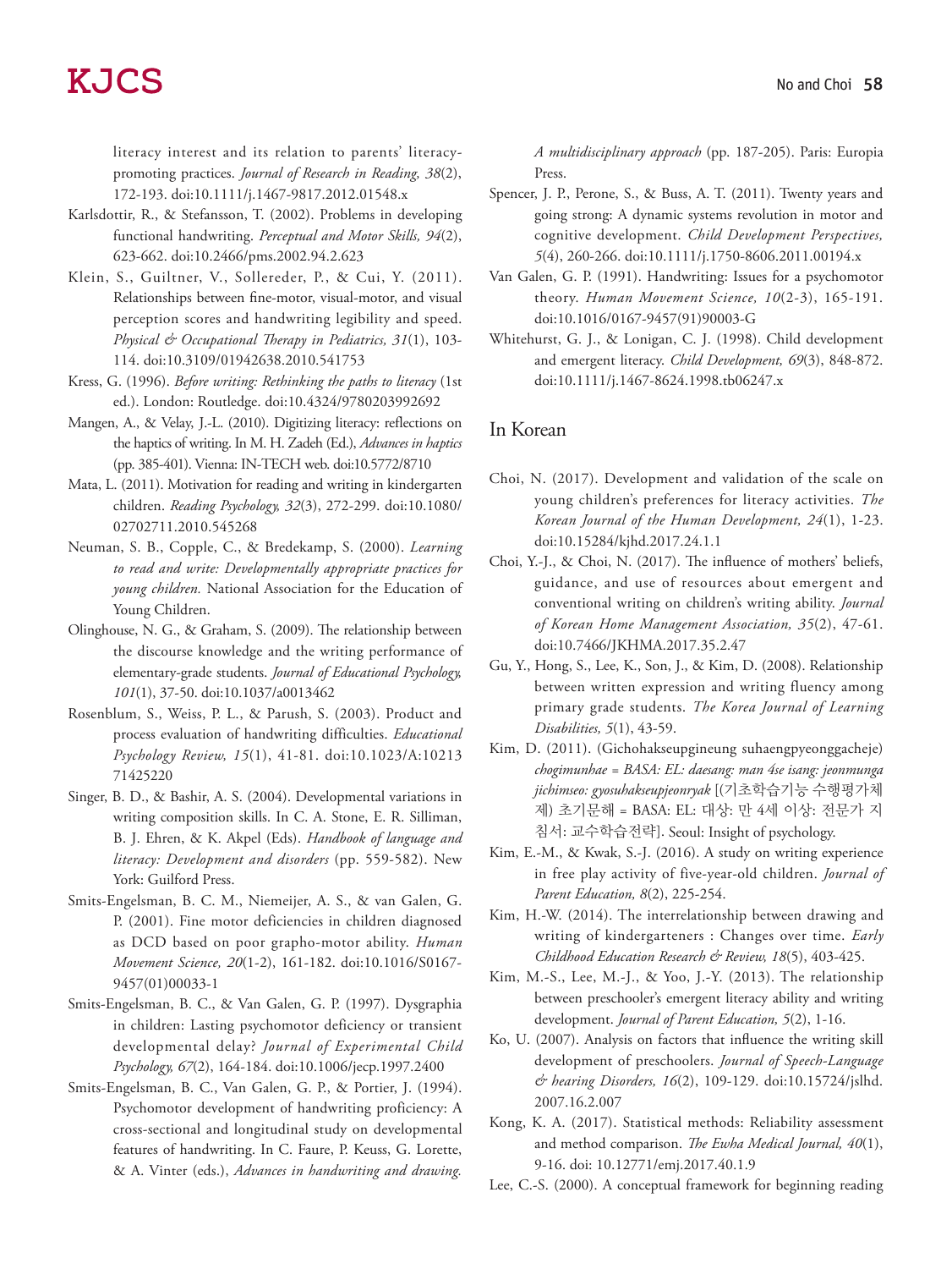literacy interest and its relation to parents' literacy-promoting practices. *Journal of Research in Reading, 38*(2), 172-193. doi:10.1111/j.1467-9817.2012.01548.x

Karlsdottir, R., & Stefansson, T. (2002). Problems in developing functional handwriting. *Perceptual and Motor Skills, 94*(2), 623-662. doi:10.2466/pms.2002.94.2.623

Klein, S., Guiltner, V., Sollereder, P., & Cui, Y. (2011). Relationships between fine-motor, visual-motor, and visual perception scores and handwriting legibility and speed. *Physical & Occupational Therapy in Pediatrics, 31*(1), 103-114. doi:10.3109/01942638.2010.541753

Kress, G. (1996). *Before writing: Rethinking the paths to literacy* (1st ed.). London: Routledge. doi:10.4324/9780203992692

Mangen, A., & Velay, J.-L. (2010). Digitizing literacy: reflections on the haptics of writing. In M. H. Zadeh (Ed.), *Advances in haptics* (pp. 385-401). Vienna: IN-TECH web. doi:10.5772/8710

Mata, L. (2011). Motivation for reading and writing in kindergarten children. *Reading Psychology, 32*(3), 272-299. doi:10.1080/02702711.2010.545268

Neuman, S. B., Copple, C., & Bredekamp, S. (2000). *Learning to read and write: Developmentally appropriate practices for young children.* National Association for the Education of Young Children.

Olinghouse, N. G., & Graham, S. (2009). The relationship between the discourse knowledge and the writing performance of elementary-grade students. *Journal of Educational Psychology, 101*(1), 37-50. doi:10.1037/a0013462

Rosenblum, S., Weiss, P. L., & Parush, S. (2003). Product and process evaluation of handwriting difficulties. *Educational Psychology Review, 15*(1), 41-81. doi:10.1023/A:1021371425220

Singer, B. D., & Bashir, A. S. (2004). Developmental variations in writing composition skills. In C. A. Stone, E. R. Silliman, B. J. Ehren, & K. Akpel (Eds). *Handbook of language and literacy: Development and disorders* (pp. 559-582). New York: Guilford Press.

Smits-Engelsman, B. C. M., Niemeijer, A. S., & van Galen, G. P. (2001). Fine motor deficiencies in children diagnosed as DCD based on poor grapho-motor ability. *Human Movement Science, 20*(1-2), 161-182. doi:10.1016/S0167-9457(01)00033-1

Smits-Engelsman, B. C., & Van Galen, G. P. (1997). Dysgraphia in children: Lasting psychomotor deficiency or transient developmental delay? *Journal of Experimental Child Psychology, 67*(2), 164-184. doi:10.1006/jecp.1997.2400

Smits-Engelsman, B. C., Van Galen, G. P., & Portier, J. (1994). Psychomotor development of handwriting proficiency: A cross-sectional and longitudinal study on developmental features of handwriting. In C. Faure, P. Keuss, G. Lorette, & A. Vinter (eds.), *Advances in handwriting and drawing. A multidisciplinary approach* (pp. 187-205). Paris: Europia Press.

Spencer, J. P., Perone, S., & Buss, A. T. (2011). Twenty years and going strong: A dynamic systems revolution in motor and cognitive development. *Child Development Perspectives, 5*(4), 260-266. doi:10.1111/j.1750-8606.2011.00194.x

Van Galen, G. P. (1991). Handwriting: Issues for a psychomotor theory. *Human Movement Science, 10*(2-3), 165-191. doi:10.1016/0167-9457(91)90003-G

Whitehurst, G. J., & Lonigan, C. J. (1998). Child development and emergent literacy. *Child Development, 69*(3), 848-872. doi:10.1111/j.1467-8624.1998.tb06247.x

## In Korean

Choi, N. (2017). Development and validation of the scale on young children's preferences for literacy activities. *The Korean Journal of the Human Development, 24*(1), 1-23. doi:10.15284/kjhd.2017.24.1.1

Choi, Y.-J., & Choi, N. (2017). The influence of mothers' beliefs, guidance, and use of resources about emergent and conventional writing on children's writing ability. *Journal of Korean Home Management Association, 35*(2), 47-61. doi:10.7466/JKHMA.2017.35.2.47

Gu, Y., Hong, S., Lee, K., Son, J., & Kim, D. (2008). Relationship between written expression and writing fluency among primary grade students. *The Korea Journal of Learning Disabilities, 5*(1), 43-59.

Kim, D. (2011). (Gichohakseupgineung suhaengpyeonggacheje) *chogimunhae = BASA: EL: daesang: man 4se isang: jeonmunga jichimseo: gyosuhakseupjeonryak* [(기초학습기능 수행평가체제) 초기문해 = BASA: EL: 대상: 만 4세 이상: 전문가 지침서: 교수학습전략]. Seoul: Insight of psychology.

Kim, E.-M., & Kwak, S.-J. (2016). A study on writing experience in free play activity of five-year-old children. *Journal of Parent Education, 8*(2), 225-254.

Kim, H.-W. (2014). The interrelationship between drawing and writing of kindergarteners : Changes over time. *Early Childhood Education Research & Review, 18*(5), 403-425.

Kim, M.-S., Lee, M.-J., & Yoo, J.-Y. (2013). The relationship between preschooler's emergent literacy ability and writing development. *Journal of Parent Education, 5*(2), 1-16.

Ko, U. (2007). Analysis on factors that influence the writing skill development of preschoolers. *Journal of Speech-Language & hearing Disorders, 16*(2), 109-129. doi:10.15724/jslhd.2007.16.2.007

Kong, K. A. (2017). Statistical methods: Reliability assessment and method comparison. *The Ewha Medical Journal, 40*(1), 9-16. doi: 10.12771/emj.2017.40.1.9

Lee, C.-S. (2000). A conceptual framework for beginning reading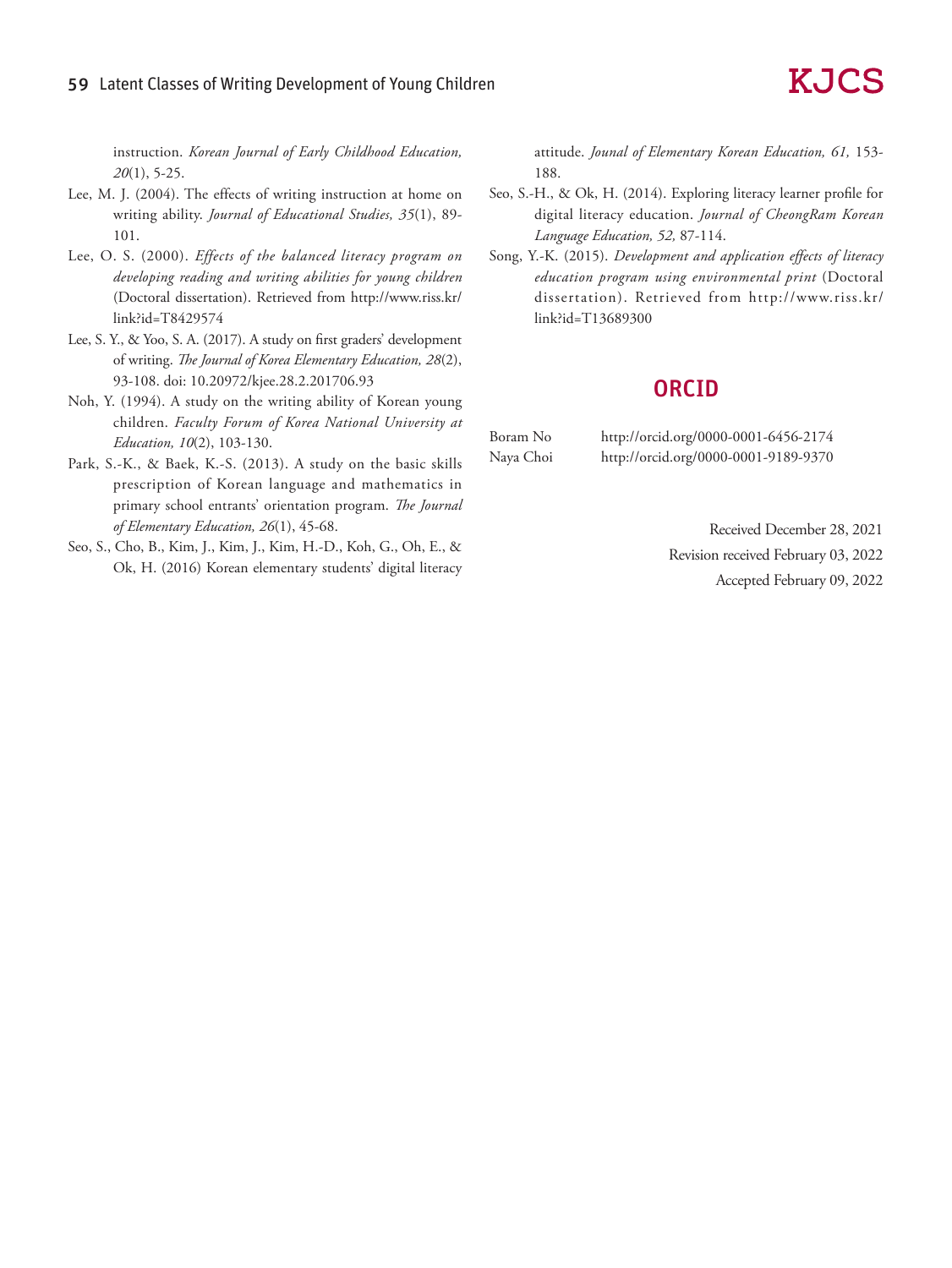instruction. *Korean Journal of Early Childhood Education, 20*(1), 5-25.

Lee, M. J. (2004). The effects of writing instruction at home on writing ability. *Journal of Educational Studies, 35*(1), 89-101.

Lee, O. S. (2000). *Effects of the balanced literacy program on developing reading and writing abilities for young children* (Doctoral dissertation). Retrieved from http://www.riss.kr/link?id=T8429574

Lee, S. Y., & Yoo, S. A. (2017). A study on first graders' development of writing. *The Journal of Korea Elementary Education, 28*(2), 93-108. doi: 10.20972/kjee.28.2.201706.93

Noh, Y. (1994). A study on the writing ability of Korean young children. *Faculty Forum of Korea National University at Education, 10*(2), 103-130.

Park, S.-K., & Baek, K.-S. (2013). A study on the basic skills prescription of Korean language and mathematics in primary school entrants' orientation program. *The Journal of Elementary Education, 26*(1), 45-68.

Seo, S., Cho, B., Kim, J., Kim, J., Kim, H.-D., Koh, G., Oh, E., & Ok, H. (2016) Korean elementary students' digital literacy attitude. *Jounal of Elementary Korean Education, 61,* 153-188.

Seo, S.-H., & Ok, H. (2014). Exploring literacy learner profile for digital literacy education. *Journal of CheongRam Korean Language Education, 52,* 87-114.

Song, Y.-K. (2015). *Development and application effects of literacy education program using environmental print* (Doctoral dissertation). Retrieved from http://www.riss.kr/link?id=T13689300

## ORCID

Boram No http://orcid.org/0000-0001-6456-2174
Naya Choi http://orcid.org/0000-0001-9189-9370

Received December 28, 2021
Revision received February 03, 2022
Accepted February 09, 2022